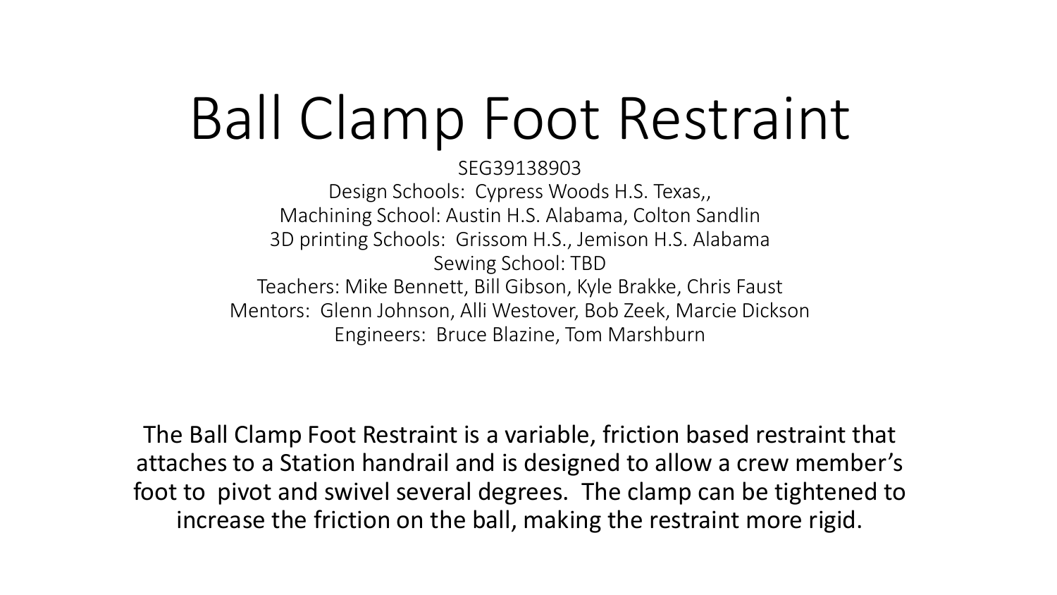# Ball Clamp Foot Restraint

SEG39138903

Design Schools: Cypress Woods H.S. Texas,,

Machining School: Austin H.S. Alabama, Colton Sandlin

3D printing Schools: Grissom H.S., Jemison H.S. Alabama

Sewing School: TBD

Teachers: Mike Bennett, Bill Gibson, Kyle Brakke, Chris Faust

Mentors: Glenn Johnson, Alli Westover, Bob Zeek, Marcie Dickson

Engineers: Bruce Blazine, Tom Marshburn

The Ball Clamp Foot Restraint is a variable, friction based restraint that attaches to a Station handrail and is designed to allow a crew member's foot to pivot and swivel several degrees. The clamp can be tightened to increase the friction on the ball, making the restraint more rigid.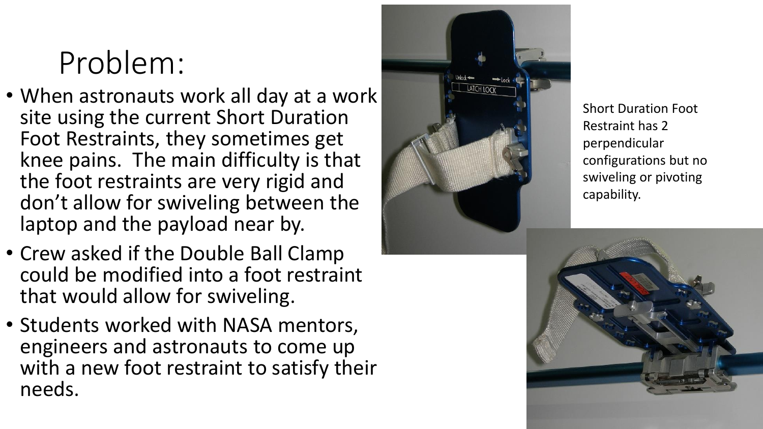# Problem:

- When astronauts work all day at a work site using the current Short Duration Foot Restraints, they sometimes get knee pains. The main difficulty is that the foot restraints are very rigid and don't allow for swiveling between the laptop and the payload near by.
- Crew asked if the Double Ball Clamp could be modified into a foot restraint that would allow for swiveling.
- Students worked with NASA mentors, engineers and astronauts to come up with a new foot restraint to satisfy their needs.

Short Duration Foot Restraint has 2 perpendicular configurations but no swiveling or pivoting capability.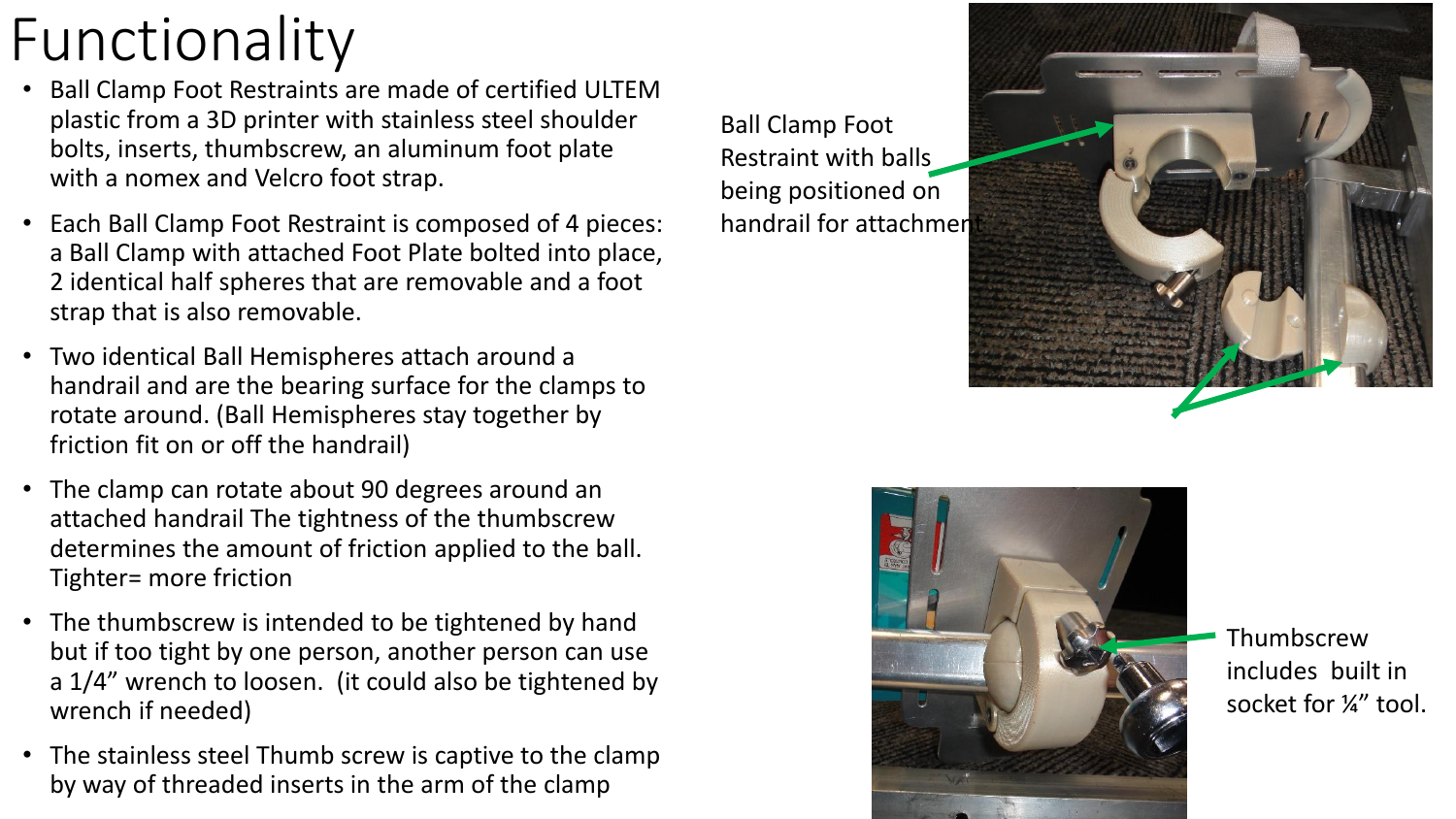# Functionality

- Ball Clamp Foot Restraints are made of certified ULTEM plastic from a 3D printer with stainless steel shoulder bolts, inserts, thumbscrew, an aluminum foot plate with a nomex and Velcro foot strap.
- Each Ball Clamp Foot Restraint is composed of 4 pieces: a Ball Clamp with attached Foot Plate bolted into place, 2 identical half spheres that are removable and a foot strap that is also removable.
- Two identical Ball Hemispheres attach around a handrail and are the bearing surface for the clamps to rotate around. (Ball Hemispheres stay together by friction fit on or off the handrail)
- The clamp can rotate about 90 degrees around an attached handrail The tightness of the thumbscrew determines the amount of friction applied to the ball. Tighter= more friction
- The thumbscrew is intended to be tightened by hand but if too tight by one person, another person can use a 1/4" wrench to loosen. (it could also be tightened by wrench if needed)
- The stainless steel Thumb screw is captive to the clamp by way of threaded inserts in the arm of the clamp

Ball Clamp Foot Restraint with balls being positioned on handrail for attachment

Thumbscrew includes built in socket for ¼" tool.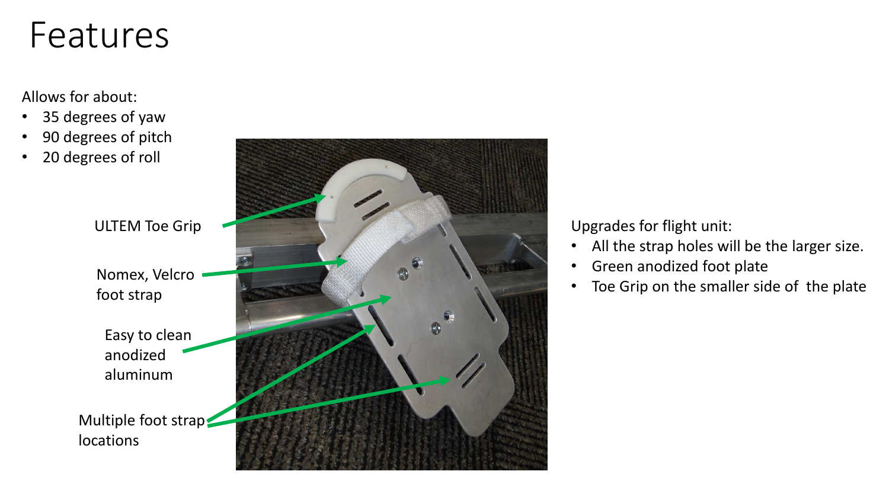# Features

Allows for about:

- 35 degrees of yaw
- 90 degrees of pitch
- 20 degrees of roll

ULTEM Toe Grip

Nomex, Velcro foot strap

Easy to clean anodized aluminum

Multiple foot strap locations

Upgrades for flight unit:

- All the strap holes will be the larger size.
- Green anodized foot plate
- Toe Grip on the smaller side of the plate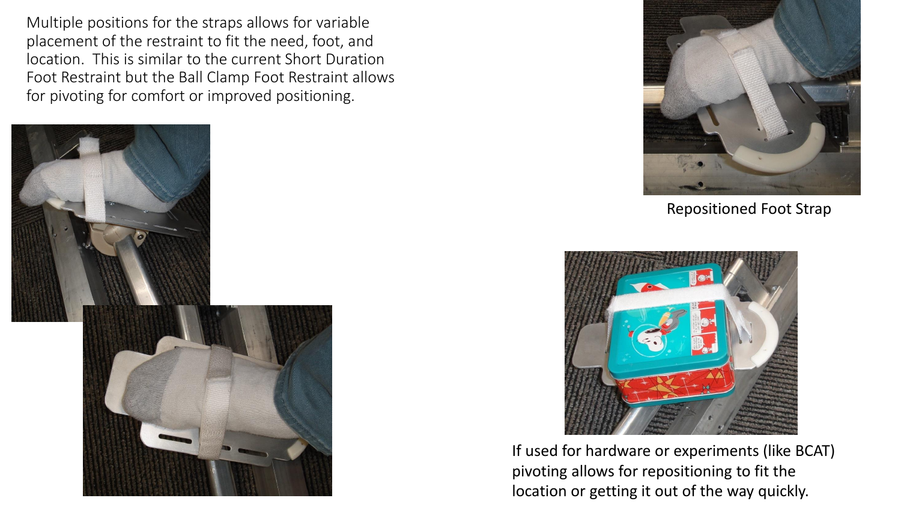Multiple positions for the straps allows for variable placement of the restraint to fit the need, foot, and location. This is similar to the current Short Duration Foot Restraint but the Ball Clamp Foot Restraint allows for pivoting for comfort or improved positioning.

Repositioned Foot Strap

If used for hardware or experiments (like BCAT) pivoting allows for repositioning to fit the location or getting it out of the way quickly.